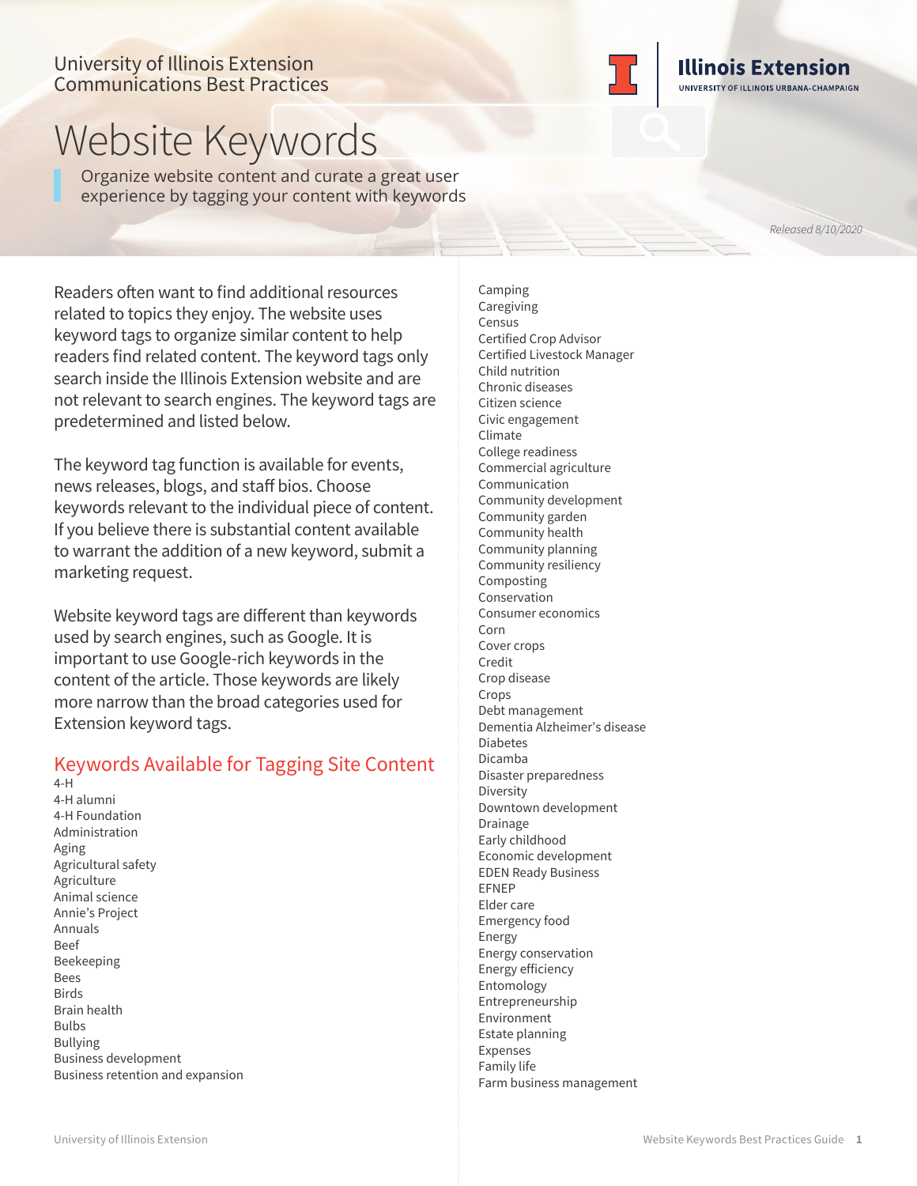University of Illinois Extension
Communications Best Practices

Illinois Extension
UNIVERSITY OF ILLINOIS URBANA-CHAMPAIGN

# Website Keywords

Organize website content and curate a great user experience by tagging your content with keywords

*Released 8/10/2020*

Readers often want to find additional resources related to topics they enjoy. The website uses keyword tags to organize similar content to help readers find related content. The keyword tags only search inside the Illinois Extension website and are not relevant to search engines. The keyword tags are predetermined and listed below.

The keyword tag function is available for events, news releases, blogs, and staff bios. Choose keywords relevant to the individual piece of content. If you believe there is substantial content available to warrant the addition of a new keyword, submit a marketing request.

Website keyword tags are different than keywords used by search engines, such as Google. It is important to use Google-rich keywords in the content of the article. Those keywords are likely more narrow than the broad categories used for Extension keyword tags.

## Keywords Available for Tagging Site Content

4-H
4-H alumni
4-H Foundation
Administration
Aging
Agricultural safety
Agriculture
Animal science
Annie's Project
Annuals
Beef
Beekeeping
Bees
Birds
Brain health
Bulbs
Bullying
Business development
Business retention and expansion
Camping
Caregiving
Census
Certified Crop Advisor
Certified Livestock Manager
Child nutrition
Chronic diseases
Citizen science
Civic engagement
Climate
College readiness
Commercial agriculture
Communication
Community development
Community garden
Community health
Community planning
Community resiliency
Composting
Conservation
Consumer economics
Corn
Cover crops
Credit
Crop disease
Crops
Debt management
Dementia Alzheimer's disease
Diabetes
Dicamba
Disaster preparedness
Diversity
Downtown development
Drainage
Early childhood
Economic development
EDEN Ready Business
EFNEP
Elder care
Emergency food
Energy
Energy conservation
Energy efficiency
Entomology
Entrepreneurship
Environment
Estate planning
Expenses
Family life
Farm business management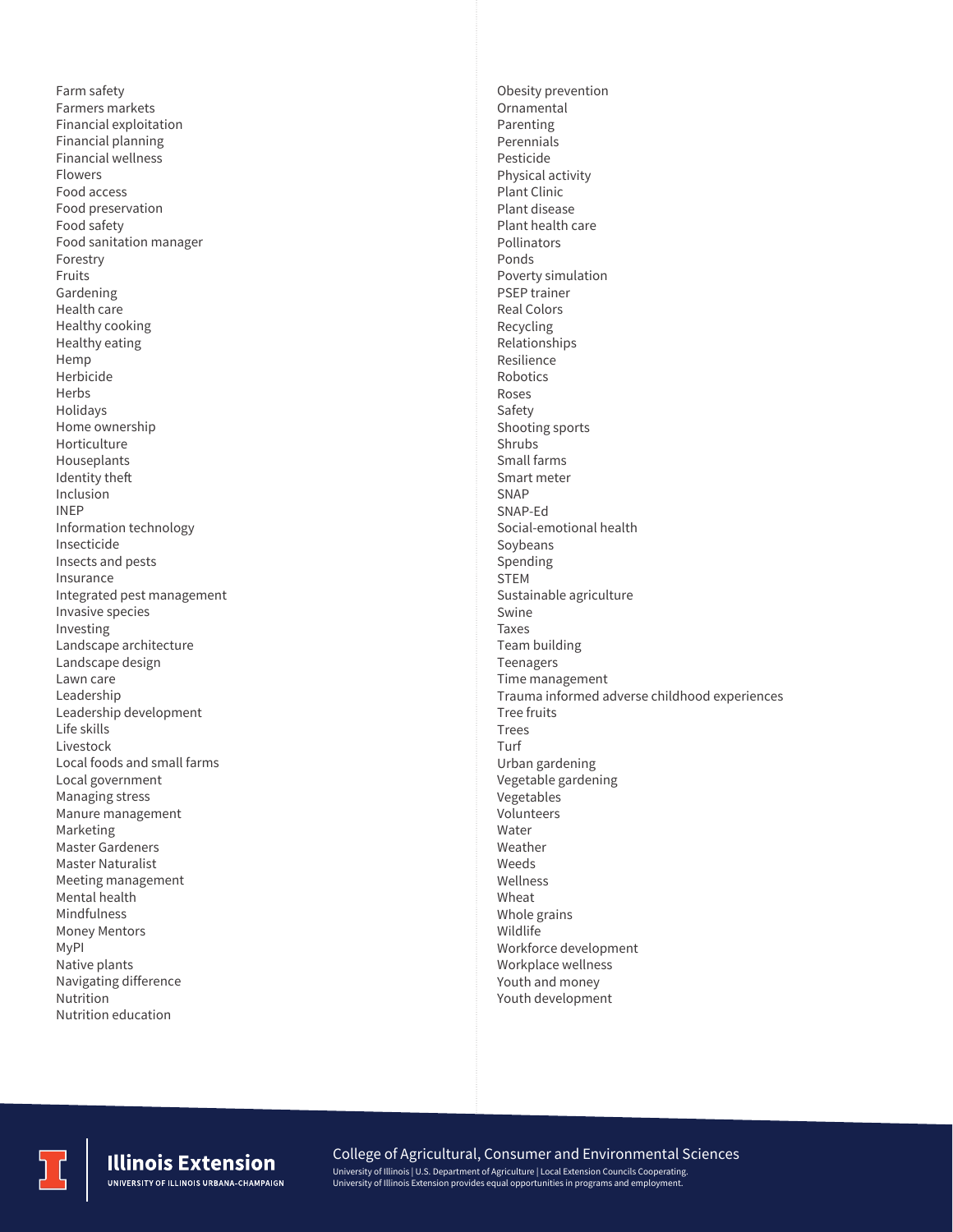Farm safety
Farmers markets
Financial exploitation
Financial planning
Financial wellness
Flowers
Food access
Food preservation
Food safety
Food sanitation manager
Forestry
Fruits
Gardening
Health care
Healthy cooking
Healthy eating
Hemp
Herbicide
Herbs
Holidays
Home ownership
Horticulture
Houseplants
Identity theft
Inclusion
INEP
Information technology
Insecticide
Insects and pests
Insurance
Integrated pest management
Invasive species
Investing
Landscape architecture
Landscape design
Lawn care
Leadership
Leadership development
Life skills
Livestock
Local foods and small farms
Local government
Managing stress
Manure management
Marketing
Master Gardeners
Master Naturalist
Meeting management
Mental health
Mindfulness
Money Mentors
MyPI
Native plants
Navigating difference
Nutrition
Nutrition education
Obesity prevention
Ornamental
Parenting
Perennials
Pesticide
Physical activity
Plant Clinic
Plant disease
Plant health care
Pollinators
Ponds
Poverty simulation
PSEP trainer
Real Colors
Recycling
Relationships
Resilience
Robotics
Roses
Safety
Shooting sports
Shrubs
Small farms
Smart meter
SNAP
SNAP-Ed
Social-emotional health
Soybeans
Spending
STEM
Sustainable agriculture
Swine
Taxes
Team building
Teenagers
Time management
Trauma informed adverse childhood experiences
Tree fruits
Trees
Turf
Urban gardening
Vegetable gardening
Vegetables
Volunteers
Water
Weather
Weeds
Wellness
Wheat
Whole grains
Wildlife
Workforce development
Workplace wellness
Youth and money
Youth development

**Illinois Extension**
UNIVERSITY OF ILLINOIS URBANA-CHAMPAIGN

College of Agricultural, Consumer and Environmental Sciences
University of Illinois | U.S. Department of Agriculture | Local Extension Councils Cooperating.
University of Illinois Extension provides equal opportunities in programs and employment.